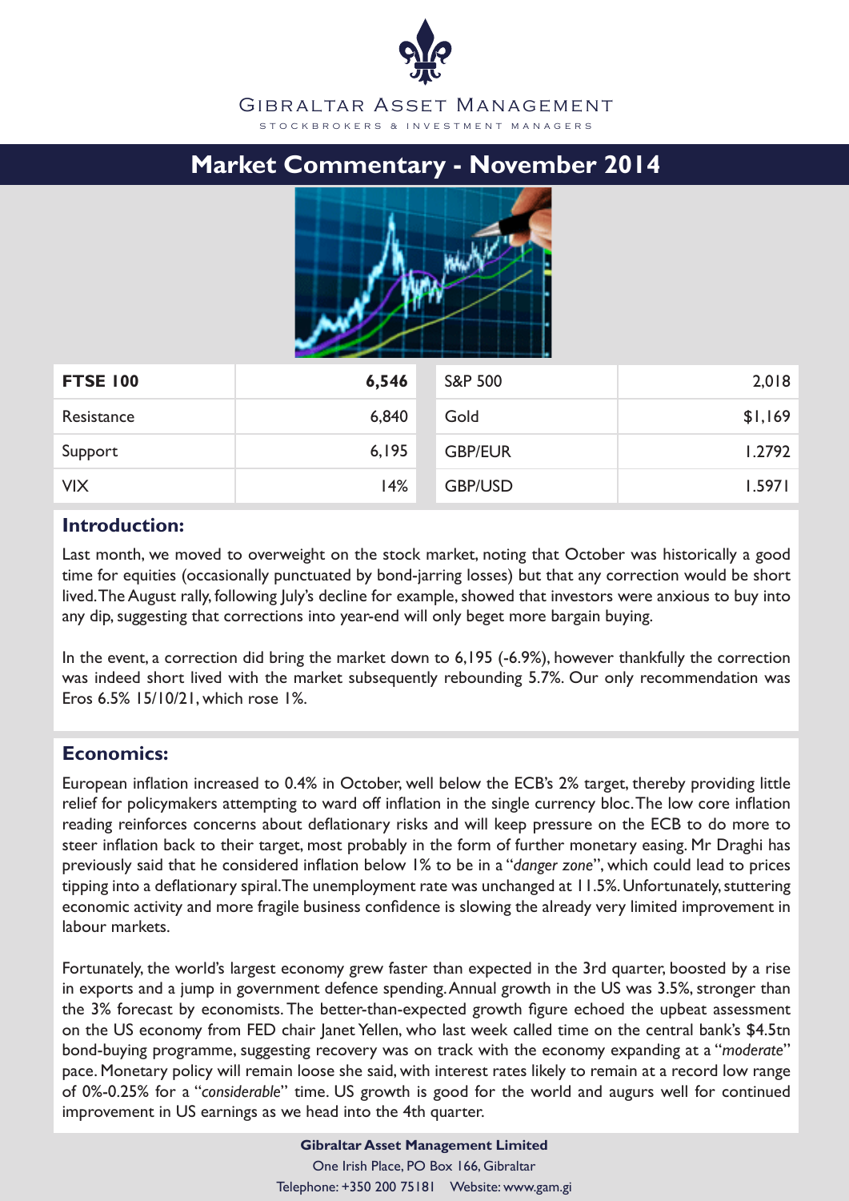# Gibraltar Asset Management

STOCKBROKERS & INVESTMENT MANAGERS

## Market Commentary - November 2014

| **FTSE 100** | **6,546** | S&P 500 | 2,018 |
|---|---|---|---|
| Resistance | 6,840 | Gold | $1,169 |
| Support | 6,195 | GBP/EUR | 1.2792 |
| VIX | 14% | GBP/USD | 1.5971 |

### Introduction:

Last month, we moved to overweight on the stock market, noting that October was historically a good time for equities (occasionally punctuated by bond-jarring losses) but that any correction would be short lived. The August rally, following July's decline for example, showed that investors were anxious to buy into any dip, suggesting that corrections into year-end will only beget more bargain buying.

In the event, a correction did bring the market down to 6,195 (-6.9%), however thankfully the correction was indeed short lived with the market subsequently rebounding 5.7%. Our only recommendation was Eros 6.5% 15/10/21, which rose 1%.

### Economics:

European inflation increased to 0.4% in October, well below the ECB's 2% target, thereby providing little relief for policymakers attempting to ward off inflation in the single currency bloc. The low core inflation reading reinforces concerns about deflationary risks and will keep pressure on the ECB to do more to steer inflation back to their target, most probably in the form of further monetary easing. Mr Draghi has previously said that he considered inflation below 1% to be in a "*danger zone*", which could lead to prices tipping into a deflationary spiral. The unemployment rate was unchanged at 11.5%. Unfortunately, stuttering economic activity and more fragile business confidence is slowing the already very limited improvement in labour markets.

Fortunately, the world's largest economy grew faster than expected in the 3rd quarter, boosted by a rise in exports and a jump in government defence spending. Annual growth in the US was 3.5%, stronger than the 3% forecast by economists. The better-than-expected growth figure echoed the upbeat assessment on the US economy from FED chair Janet Yellen, who last week called time on the central bank's $4.5tn bond-buying programme, suggesting recovery was on track with the economy expanding at a "*moderate*" pace. Monetary policy will remain loose she said, with interest rates likely to remain at a record low range of 0%-0.25% for a "*considerable*" time. US growth is good for the world and augurs well for continued improvement in US earnings as we head into the 4th quarter.

**Gibraltar Asset Management Limited**
One Irish Place, PO Box 166, Gibraltar
Telephone: +350 200 75181 Website: www.gam.gi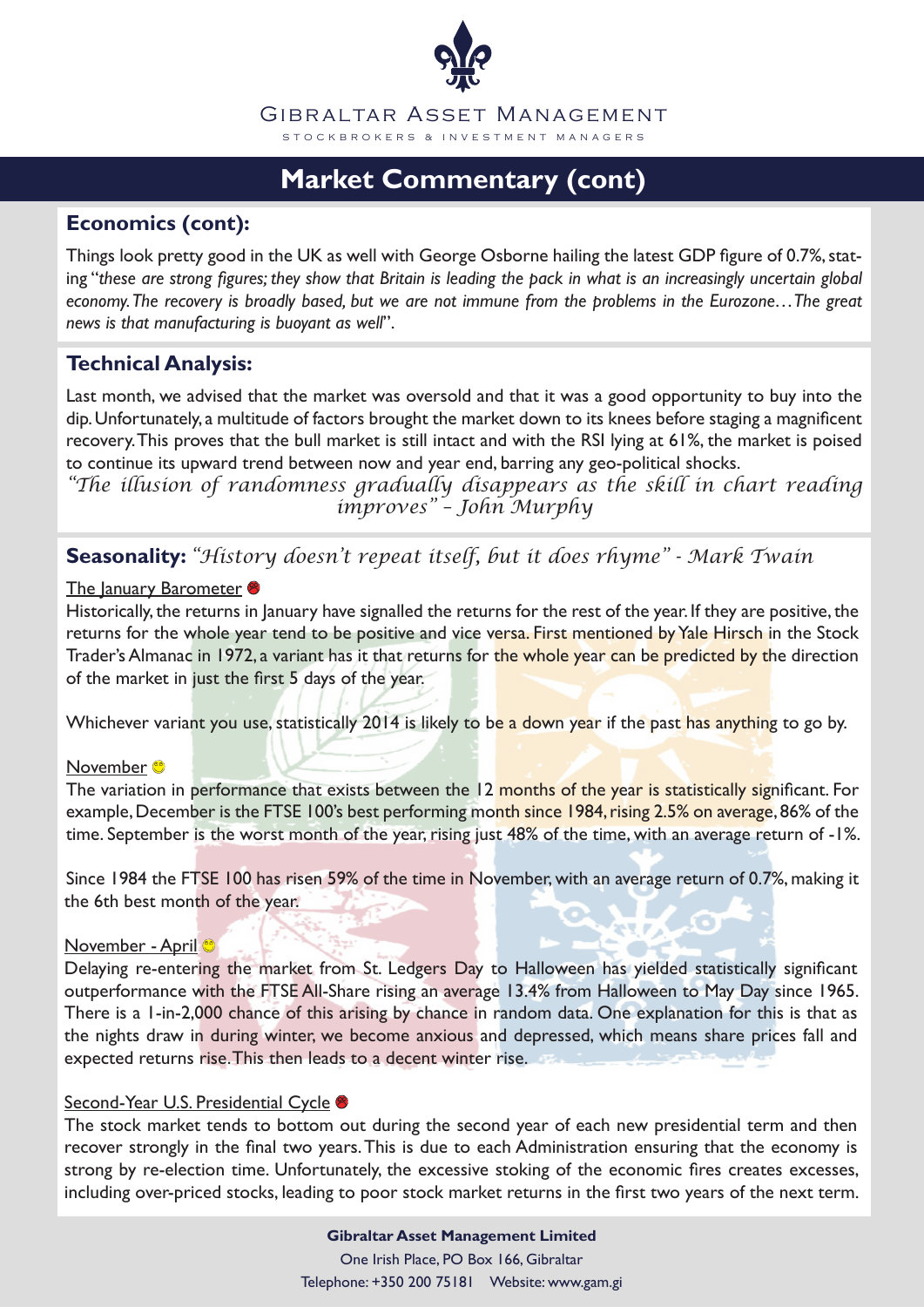# Market Commentary (cont)

## Economics (cont):

Things look pretty good in the UK as well with George Osborne hailing the latest GDP figure of 0.7%, stating "*these are strong figures; they show that Britain is leading the pack in what is an increasingly uncertain global economy. The recovery is broadly based, but we are not immune from the problems in the Eurozone…The great news is that manufacturing is buoyant as well*".

## Technical Analysis:

Last month, we advised that the market was oversold and that it was a good opportunity to buy into the dip. Unfortunately, a multitude of factors brought the market down to its knees before staging a magnificent recovery. This proves that the bull market is still intact and with the RSI lying at 61%, the market is poised to continue its upward trend between now and year end, barring any geo-political shocks.

*"The illusion of randomness gradually disappears as the skill in chart reading improves" – John Murphy*

## Seasonality: *"History doesn't repeat itself, but it does rhyme" - Mark Twain*

### The January Barometer ☹

Historically, the returns in January have signalled the returns for the rest of the year. If they are positive, the returns for the whole year tend to be positive and vice versa. First mentioned by Yale Hirsch in the Stock Trader's Almanac in 1972, a variant has it that returns for the whole year can be predicted by the direction of the market in just the first 5 days of the year.

Whichever variant you use, statistically 2014 is likely to be a down year if the past has anything to go by.

### November ☺

The variation in performance that exists between the 12 months of the year is statistically significant. For example, December is the FTSE 100's best performing month since 1984, rising 2.5% on average, 86% of the time. September is the worst month of the year, rising just 48% of the time, with an average return of -1%.

Since 1984 the FTSE 100 has risen 59% of the time in November, with an average return of 0.7%, making it the 6th best month of the year.

### November - April ☺

Delaying re-entering the market from St. Ledgers Day to Halloween has yielded statistically significant outperformance with the FTSE All-Share rising an average 13.4% from Halloween to May Day since 1965. There is a 1-in-2,000 chance of this arising by chance in random data. One explanation for this is that as the nights draw in during winter, we become anxious and depressed, which means share prices fall and expected returns rise. This then leads to a decent winter rise.

### Second-Year U.S. Presidential Cycle ☹

The stock market tends to bottom out during the second year of each new presidential term and then recover strongly in the final two years. This is due to each Administration ensuring that the economy is strong by re-election time. Unfortunately, the excessive stoking of the economic fires creates excesses, including over-priced stocks, leading to poor stock market returns in the first two years of the next term.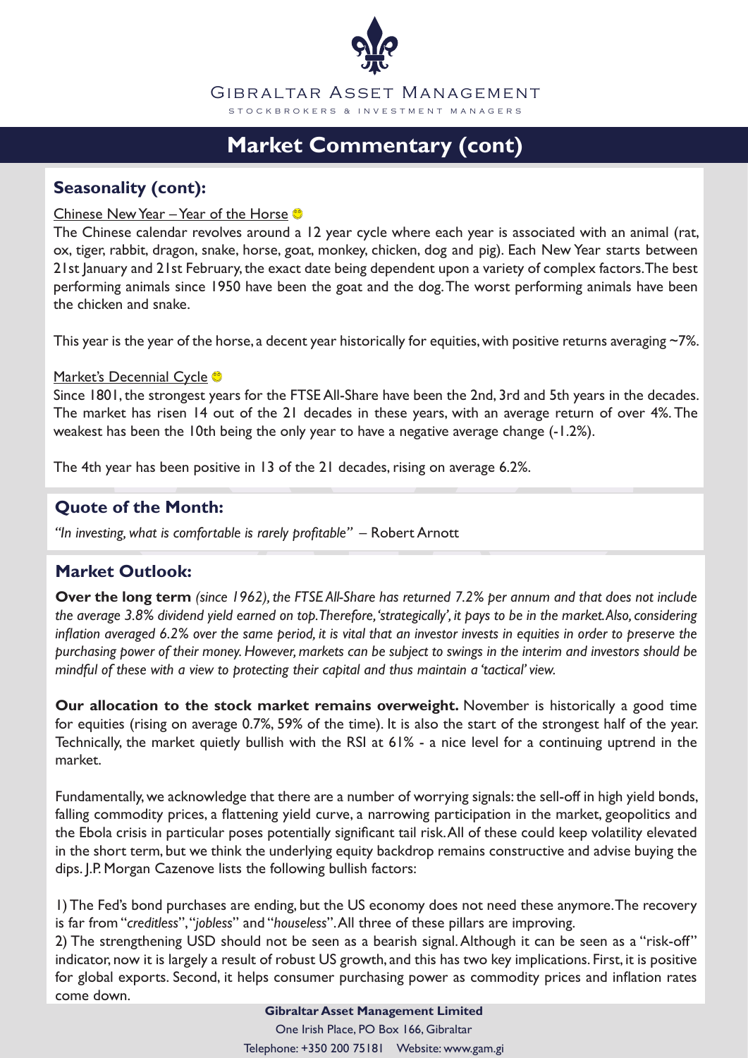# Market Commentary (cont)

## Seasonality (cont):

Chinese New Year – Year of the Horse 😊

The Chinese calendar revolves around a 12 year cycle where each year is associated with an animal (rat, ox, tiger, rabbit, dragon, snake, horse, goat, monkey, chicken, dog and pig). Each New Year starts between 21st January and 21st February, the exact date being dependent upon a variety of complex factors. The best performing animals since 1950 have been the goat and the dog. The worst performing animals have been the chicken and snake.

This year is the year of the horse, a decent year historically for equities, with positive returns averaging ~7%.

Market's Decennial Cycle 😊

Since 1801, the strongest years for the FTSE All-Share have been the 2nd, 3rd and 5th years in the decades. The market has risen 14 out of the 21 decades in these years, with an average return of over 4%. The weakest has been the 10th being the only year to have a negative average change (-1.2%).

The 4th year has been positive in 13 of the 21 decades, rising on average 6.2%.

## Quote of the Month:

*"In investing, what is comfortable is rarely profitable"* – Robert Arnott

## Market Outlook:

**Over the long term** *(since 1962), the FTSE All-Share has returned 7.2% per annum and that does not include the average 3.8% dividend yield earned on top. Therefore, 'strategically', it pays to be in the market. Also, considering inflation averaged 6.2% over the same period, it is vital that an investor invests in equities in order to preserve the purchasing power of their money. However, markets can be subject to swings in the interim and investors should be mindful of these with a view to protecting their capital and thus maintain a 'tactical' view.*

**Our allocation to the stock market remains overweight.** November is historically a good time for equities (rising on average 0.7%, 59% of the time). It is also the start of the strongest half of the year. Technically, the market quietly bullish with the RSI at 61% - a nice level for a continuing uptrend in the market.

Fundamentally, we acknowledge that there are a number of worrying signals: the sell-off in high yield bonds, falling commodity prices, a flattening yield curve, a narrowing participation in the market, geopolitics and the Ebola crisis in particular poses potentially significant tail risk. All of these could keep volatility elevated in the short term, but we think the underlying equity backdrop remains constructive and advise buying the dips. J.P. Morgan Cazenove lists the following bullish factors:

1) The Fed's bond purchases are ending, but the US economy does not need these anymore. The recovery is far from "*creditless*", "*jobless*" and "*houseless*". All three of these pillars are improving.

2) The strengthening USD should not be seen as a bearish signal. Although it can be seen as a "risk-off" indicator, now it is largely a result of robust US growth, and this has two key implications. First, it is positive for global exports. Second, it helps consumer purchasing power as commodity prices and inflation rates come down.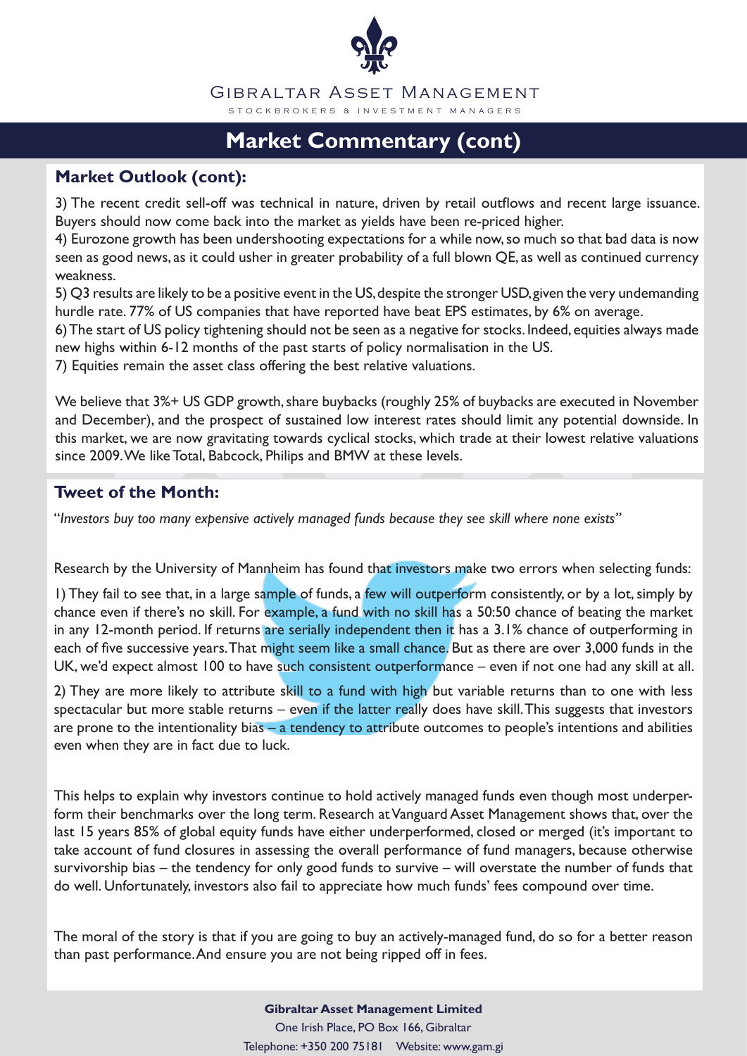# Market Commentary (cont)

## Market Outlook (cont):

3) The recent credit sell-off was technical in nature, driven by retail outflows and recent large issuance. Buyers should now come back into the market as yields have been re-priced higher.

4) Eurozone growth has been undershooting expectations for a while now, so much so that bad data is now seen as good news, as it could usher in greater probability of a full blown QE, as well as continued currency weakness.

5) Q3 results are likely to be a positive event in the US, despite the stronger USD, given the very undemanding hurdle rate. 77% of US companies that have reported have beat EPS estimates, by 6% on average.

6) The start of US policy tightening should not be seen as a negative for stocks. Indeed, equities always made new highs within 6-12 months of the past starts of policy normalisation in the US.

7) Equities remain the asset class offering the best relative valuations.

We believe that 3%+ US GDP growth, share buybacks (roughly 25% of buybacks are executed in November and December), and the prospect of sustained low interest rates should limit any potential downside. In this market, we are now gravitating towards cyclical stocks, which trade at their lowest relative valuations since 2009. We like Total, Babcock, Philips and BMW at these levels.

## Tweet of the Month:

"*Investors buy too many expensive actively managed funds because they see skill where none exists"*

Research by the University of Mannheim has found that investors make two errors when selecting funds:

1) They fail to see that, in a large sample of funds, a few will outperform consistently, or by a lot, simply by chance even if there's no skill. For example, a fund with no skill has a 50:50 chance of beating the market in any 12-month period. If returns are serially independent then it has a 3.1% chance of outperforming in each of five successive years. That might seem like a small chance. But as there are over 3,000 funds in the UK, we'd expect almost 100 to have such consistent outperformance – even if not one had any skill at all.

2) They are more likely to attribute skill to a fund with high but variable returns than to one with less spectacular but more stable returns – even if the latter really does have skill. This suggests that investors are prone to the intentionality bias – a tendency to attribute outcomes to people's intentions and abilities even when they are in fact due to luck.

This helps to explain why investors continue to hold actively managed funds even though most underperform their benchmarks over the long term. Research at Vanguard Asset Management shows that, over the last 15 years 85% of global equity funds have either underperformed, closed or merged (it's important to take account of fund closures in assessing the overall performance of fund managers, because otherwise survivorship bias – the tendency for only good funds to survive – will overstate the number of funds that do well. Unfortunately, investors also fail to appreciate how much funds' fees compound over time.

The moral of the story is that if you are going to buy an actively-managed fund, do so for a better reason than past performance. And ensure you are not being ripped off in fees.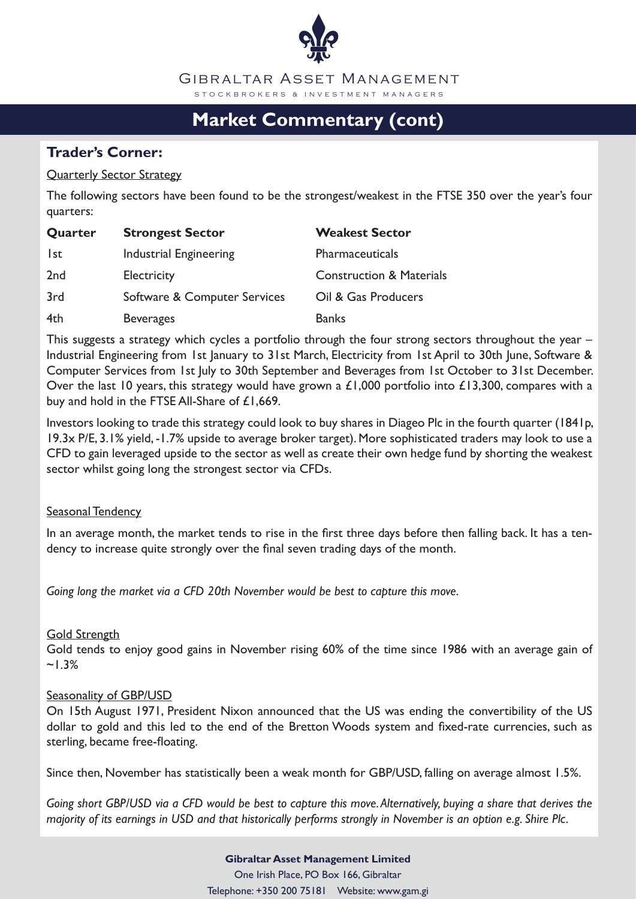# Gibraltar Asset Management

STOCKBROKERS & INVESTMENT MANAGERS

## Market Commentary (cont)

### Trader's Corner:

Quarterly Sector Strategy

The following sectors have been found to be the strongest/weakest in the FTSE 350 over the year's four quarters:

| Quarter | Strongest Sector | Weakest Sector |
|---|---|---|
| 1st | Industrial Engineering | Pharmaceuticals |
| 2nd | Electricity | Construction & Materials |
| 3rd | Software & Computer Services | Oil & Gas Producers |
| 4th | Beverages | Banks |

This suggests a strategy which cycles a portfolio through the four strong sectors throughout the year – Industrial Engineering from 1st January to 31st March, Electricity from 1st April to 30th June, Software & Computer Services from 1st July to 30th September and Beverages from 1st October to 31st December. Over the last 10 years, this strategy would have grown a £1,000 portfolio into £13,300, compares with a buy and hold in the FTSE All-Share of £1,669.

Investors looking to trade this strategy could look to buy shares in Diageo Plc in the fourth quarter (1841p, 19.3x P/E, 3.1% yield, -1.7% upside to average broker target). More sophisticated traders may look to use a CFD to gain leveraged upside to the sector as well as create their own hedge fund by shorting the weakest sector whilst going long the strongest sector via CFDs.

Seasonal Tendency

In an average month, the market tends to rise in the first three days before then falling back. It has a tendency to increase quite strongly over the final seven trading days of the month.

*Going long the market via a CFD 20th November would be best to capture this move.*

Gold Strength

Gold tends to enjoy good gains in November rising 60% of the time since 1986 with an average gain of ~1.3%

Seasonality of GBP/USD

On 15th August 1971, President Nixon announced that the US was ending the convertibility of the US dollar to gold and this led to the end of the Bretton Woods system and fixed-rate currencies, such as sterling, became free-floating.

Since then, November has statistically been a weak month for GBP/USD, falling on average almost 1.5%.

*Going short GBP/USD via a CFD would be best to capture this move. Alternatively, buying a share that derives the majority of its earnings in USD and that historically performs strongly in November is an option e.g. Shire Plc.*

**Gibraltar Asset Management Limited**

One Irish Place, PO Box 166, Gibraltar

Telephone: +350 200 75181 Website: www.gam.gi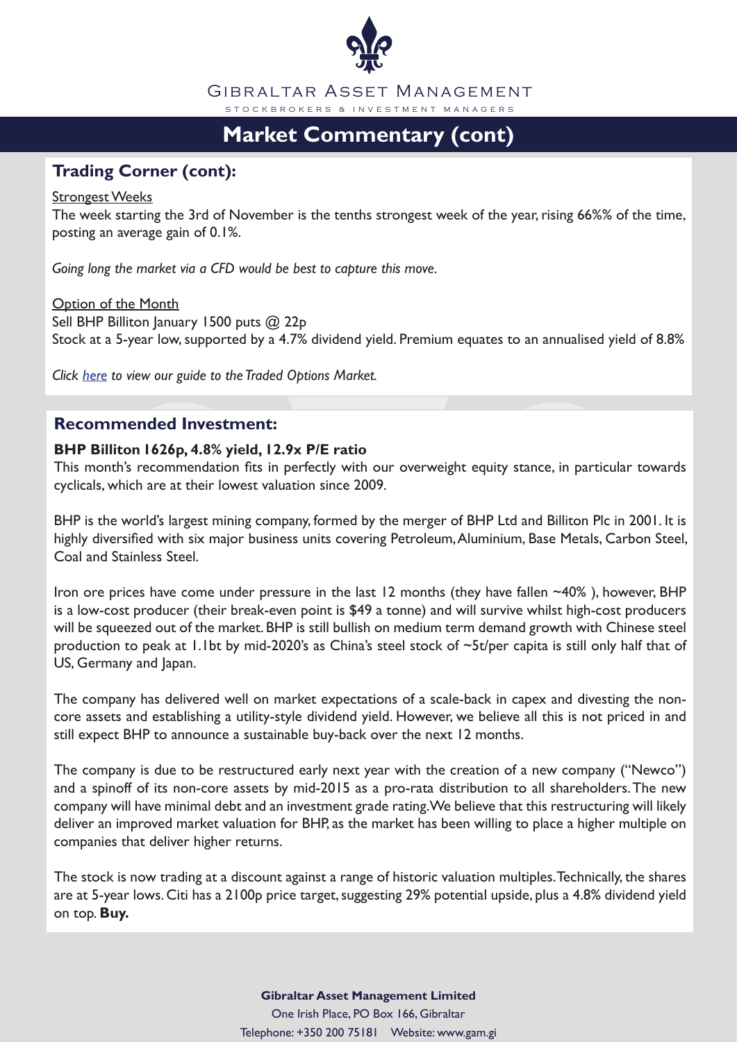## Market Commentary (cont)

### Trading Corner (cont):

Strongest Weeks

The week starting the 3rd of November is the tenths strongest week of the year, rising 66%% of the time, posting an average gain of 0.1%.

*Going long the market via a CFD would be best to capture this move.*

Option of the Month

Sell BHP Billiton January 1500 puts @ 22p

Stock at a 5-year low, supported by a 4.7% dividend yield. Premium equates to an annualised yield of 8.8%

*Click here to view our guide to the Traded Options Market.*

### Recommended Investment:

**BHP Billiton 1626p, 4.8% yield, 12.9x P/E ratio**

This month's recommendation fits in perfectly with our overweight equity stance, in particular towards cyclicals, which are at their lowest valuation since 2009.

BHP is the world's largest mining company, formed by the merger of BHP Ltd and Billiton Plc in 2001. It is highly diversified with six major business units covering Petroleum, Aluminium, Base Metals, Carbon Steel, Coal and Stainless Steel.

Iron ore prices have come under pressure in the last 12 months (they have fallen ~40% ), however, BHP is a low-cost producer (their break-even point is $49 a tonne) and will survive whilst high-cost producers will be squeezed out of the market. BHP is still bullish on medium term demand growth with Chinese steel production to peak at 1.1bt by mid-2020's as China's steel stock of ~5t/per capita is still only half that of US, Germany and Japan.

The company has delivered well on market expectations of a scale-back in capex and divesting the non-core assets and establishing a utility-style dividend yield. However, we believe all this is not priced in and still expect BHP to announce a sustainable buy-back over the next 12 months.

The company is due to be restructured early next year with the creation of a new company ("Newco") and a spinoff of its non-core assets by mid-2015 as a pro-rata distribution to all shareholders. The new company will have minimal debt and an investment grade rating. We believe that this restructuring will likely deliver an improved market valuation for BHP, as the market has been willing to place a higher multiple on companies that deliver higher returns.

The stock is now trading at a discount against a range of historic valuation multiples. Technically, the shares are at 5-year lows. Citi has a 2100p price target, suggesting 29% potential upside, plus a 4.8% dividend yield on top. **Buy.**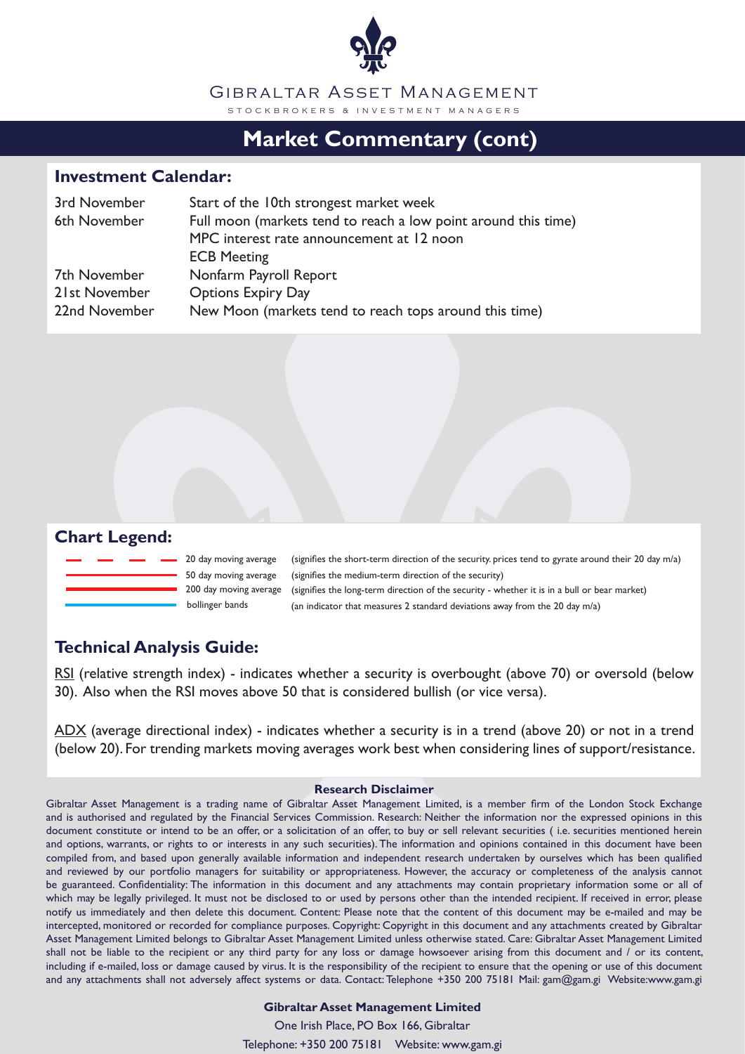# Market Commentary (cont)

## Investment Calendar:

| | |
|---|---|
| 3rd November | Start of the 10th strongest market week |
| 6th November | Full moon (markets tend to reach a low point around this time) |
| | MPC interest rate announcement at 12 noon |
| | ECB Meeting |
| 7th November | Nonfarm Payroll Report |
| 21st November | Options Expiry Day |
| 22nd November | New Moon (markets tend to reach tops around this time) |

## Chart Legend:

| | |
|---|---|
| 20 day moving average | (signifies the short-term direction of the security. prices tend to gyrate around their 20 day m/a) |
| 50 day moving average | (signifies the medium-term direction of the security) |
| 200 day moving average | (signifies the long-term direction of the security - whether it is in a bull or bear market) |
| bollinger bands | (an indicator that measures 2 standard deviations away from the 20 day m/a) |

## Technical Analysis Guide:

RSI (relative strength index) - indicates whether a security is overbought (above 70) or oversold (below 30). Also when the RSI moves above 50 that is considered bullish (or vice versa).

ADX (average directional index) - indicates whether a security is in a trend (above 20) or not in a trend (below 20). For trending markets moving averages work best when considering lines of support/resistance.

**Research Disclaimer**

Gibraltar Asset Management is a trading name of Gibraltar Asset Management Limited, is a member firm of the London Stock Exchange and is authorised and regulated by the Financial Services Commission. Research: Neither the information nor the expressed opinions in this document constitute or intend to be an offer, or a solicitation of an offer, to buy or sell relevant securities ( i.e. securities mentioned herein and options, warrants, or rights to or interests in any such securities). The information and opinions contained in this document have been compiled from, and based upon generally available information and independent research undertaken by ourselves which has been qualified and reviewed by our portfolio managers for suitability or appropriateness. However, the accuracy or completeness of the analysis cannot be guaranteed. Confidentiality: The information in this document and any attachments may contain proprietary information some or all of which may be legally privileged. It must not be disclosed to or used by persons other than the intended recipient. If received in error, please notify us immediately and then delete this document. Content: Please note that the content of this document may be e-mailed and may be intercepted, monitored or recorded for compliance purposes. Copyright: Copyright in this document and any attachments created by Gibraltar Asset Management Limited belongs to Gibraltar Asset Management Limited unless otherwise stated. Care: Gibraltar Asset Management Limited shall not be liable to the recipient or any third party for any loss or damage howsoever arising from this document and / or its content, including if e-mailed, loss or damage caused by virus. It is the responsibility of the recipient to ensure that the opening or use of this document and any attachments shall not adversely affect systems or data. Contact: Telephone +350 200 75181 Mail: gam@gam.gi Website:www.gam.gi

**Gibraltar Asset Management Limited**

One Irish Place, PO Box 166, Gibraltar

Telephone: +350 200 75181 Website: www.gam.gi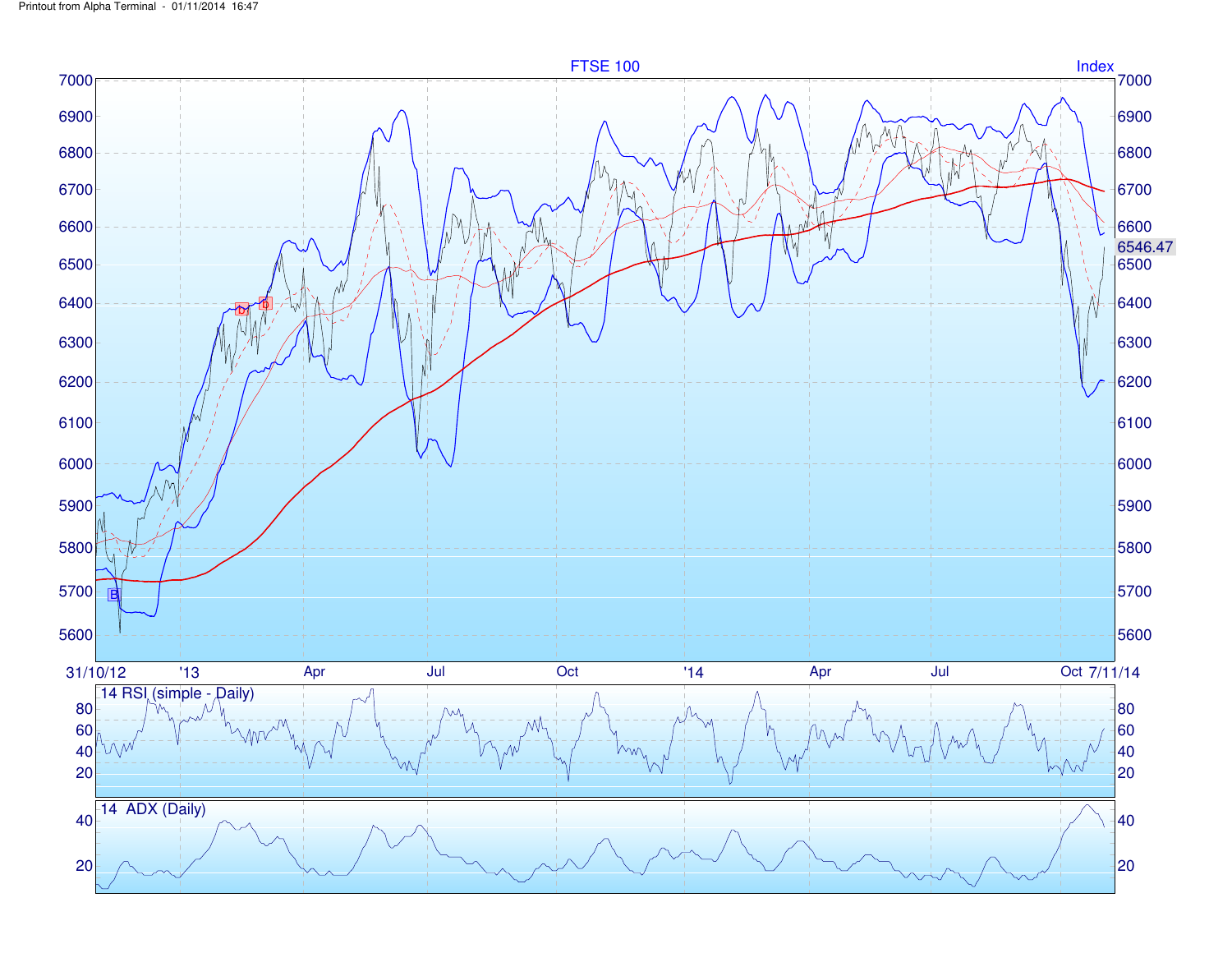Printout from Alpha Terminal - 01/11/2014 16:47

FTSE 100

Index

7000
6900
6800
6700
6600
6500
6400
6300
6200
6100
6000
5900
5800
5700
5600

6546.47

B

D

D

31/10/12 '13 Apr Jul Oct '14 Apr Jul Oct 7/11/14

14 RSI (simple - Daily)

80
60
40
20

14 ADX (Daily)

40
20